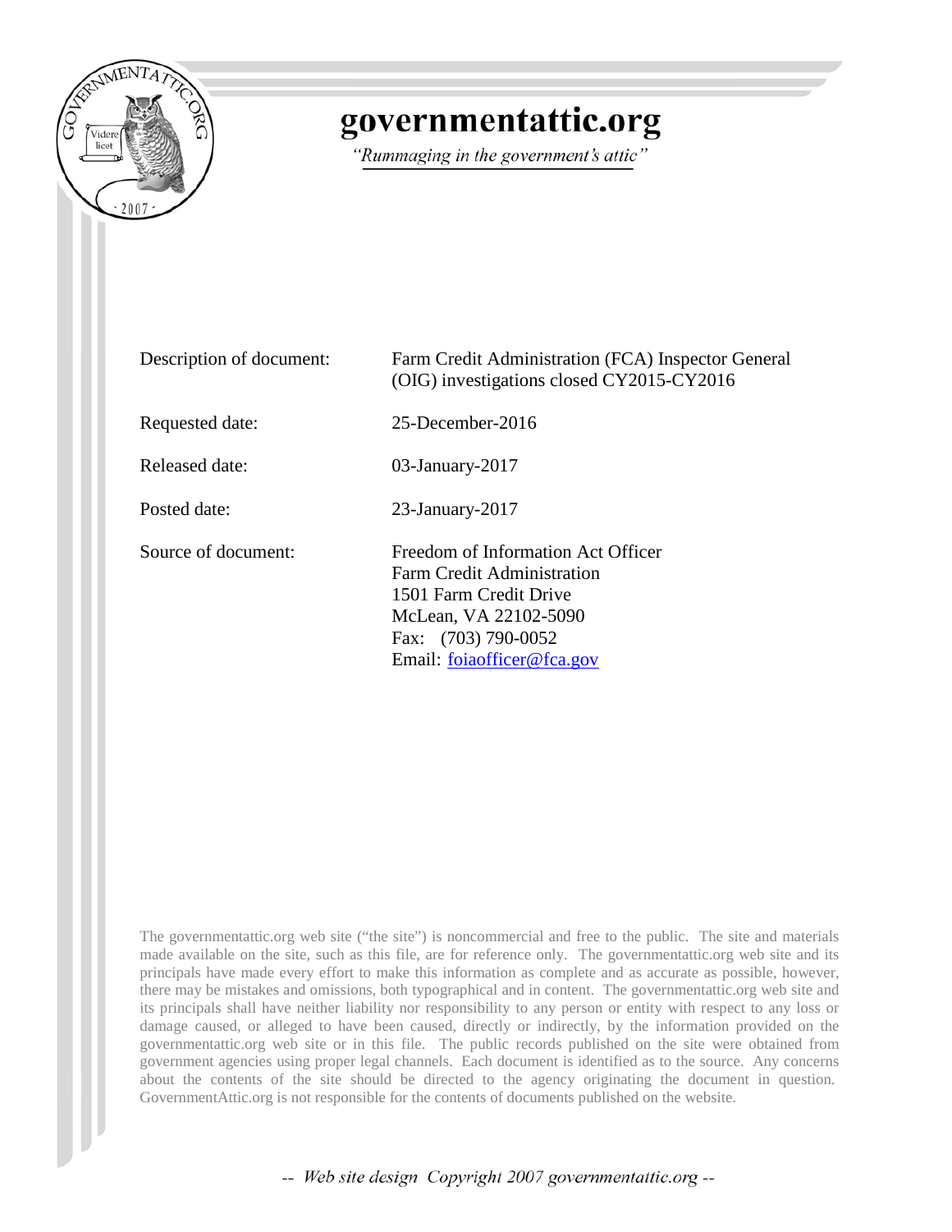# governmentattic.org

*"Rummaging in the government's attic"*

| | |
|---|---|
| Description of document: | Farm Credit Administration (FCA) Inspector General (OIG) investigations closed CY2015-CY2016 |
| Requested date: | 25-December-2016 |
| Released date: | 03-January-2017 |
| Posted date: | 23-January-2017 |
| Source of document: | Freedom of Information Act Officer<br>Farm Credit Administration<br>1501 Farm Credit Drive<br>McLean, VA 22102-5090<br>Fax: (703) 790-0052<br>Email: foiaofficer@fca.gov |

The governmentattic.org web site ("the site") is noncommercial and free to the public. The site and materials made available on the site, such as this file, are for reference only. The governmentattic.org web site and its principals have made every effort to make this information as complete and as accurate as possible, however, there may be mistakes and omissions, both typographical and in content. The governmentattic.org web site and its principals shall have neither liability nor responsibility to any person or entity with respect to any loss or damage caused, or alleged to have been caused, directly or indirectly, by the information provided on the governmentattic.org web site or in this file. The public records published on the site were obtained from government agencies using proper legal channels. Each document is identified as to the source. Any concerns about the contents of the site should be directed to the agency originating the document in question. GovernmentAttic.org is not responsible for the contents of documents published on the website.

-- Web site design Copyright 2007 governmentattic.org --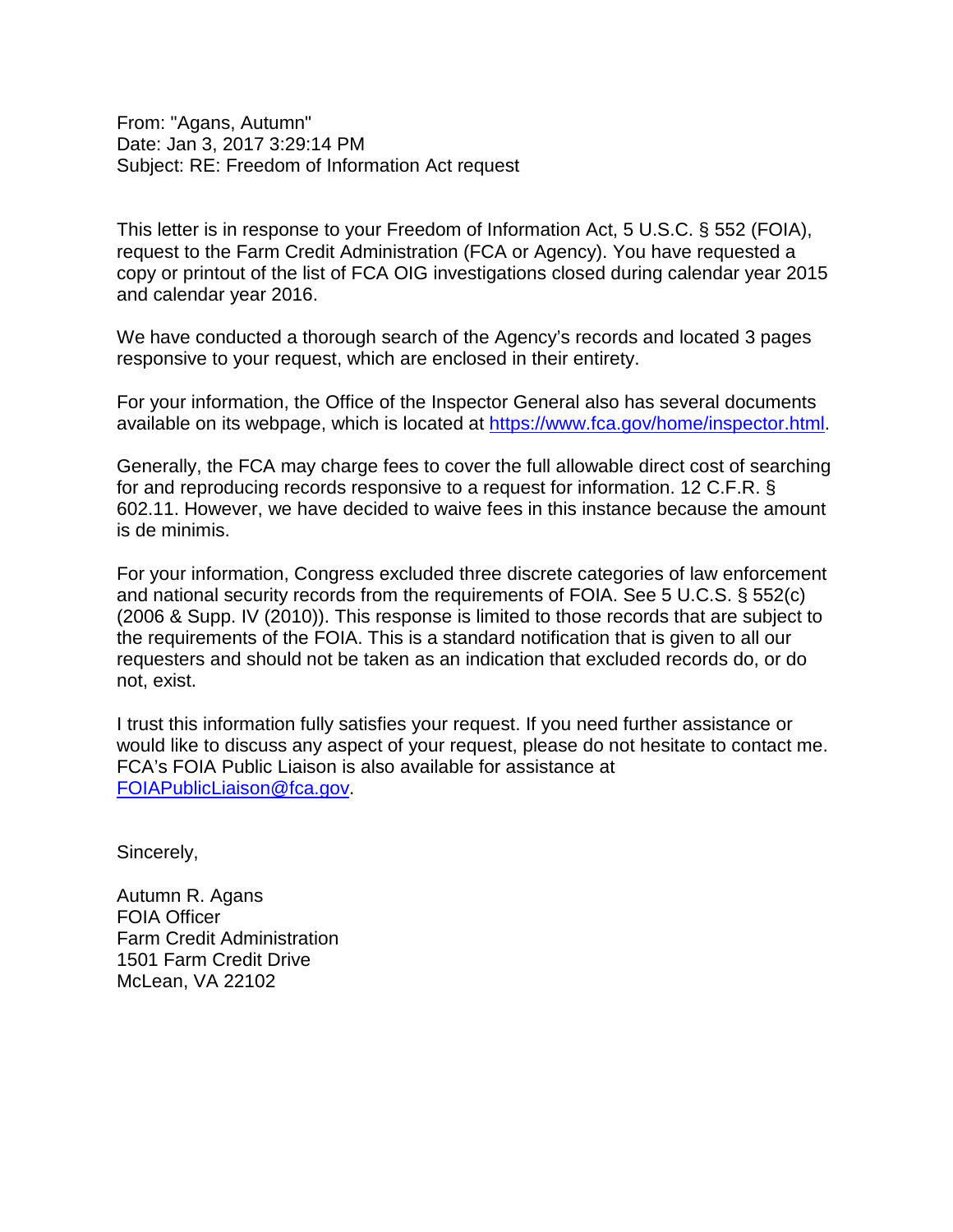From: "Agans, Autumn"
Date: Jan 3, 2017 3:29:14 PM
Subject: RE: Freedom of Information Act request

This letter is in response to your Freedom of Information Act, 5 U.S.C. § 552 (FOIA), request to the Farm Credit Administration (FCA or Agency). You have requested a copy or printout of the list of FCA OIG investigations closed during calendar year 2015 and calendar year 2016.

We have conducted a thorough search of the Agency's records and located 3 pages responsive to your request, which are enclosed in their entirety.

For your information, the Office of the Inspector General also has several documents available on its webpage, which is located at [https://www.fca.gov/home/inspector.html](https://www.fca.gov/home/inspector.html).

Generally, the FCA may charge fees to cover the full allowable direct cost of searching for and reproducing records responsive to a request for information. 12 C.F.R. § 602.11. However, we have decided to waive fees in this instance because the amount is de minimis.

For your information, Congress excluded three discrete categories of law enforcement and national security records from the requirements of FOIA. See 5 U.C.S. § 552(c) (2006 & Supp. IV (2010)). This response is limited to those records that are subject to the requirements of the FOIA. This is a standard notification that is given to all our requesters and should not be taken as an indication that excluded records do, or do not, exist.

I trust this information fully satisfies your request. If you need further assistance or would like to discuss any aspect of your request, please do not hesitate to contact me. FCA's FOIA Public Liaison is also available for assistance at [FOIAPublicLiaison@fca.gov](mailto:FOIAPublicLiaison@fca.gov).

Sincerely,

Autumn R. Agans
FOIA Officer
Farm Credit Administration
1501 Farm Credit Drive
McLean, VA 22102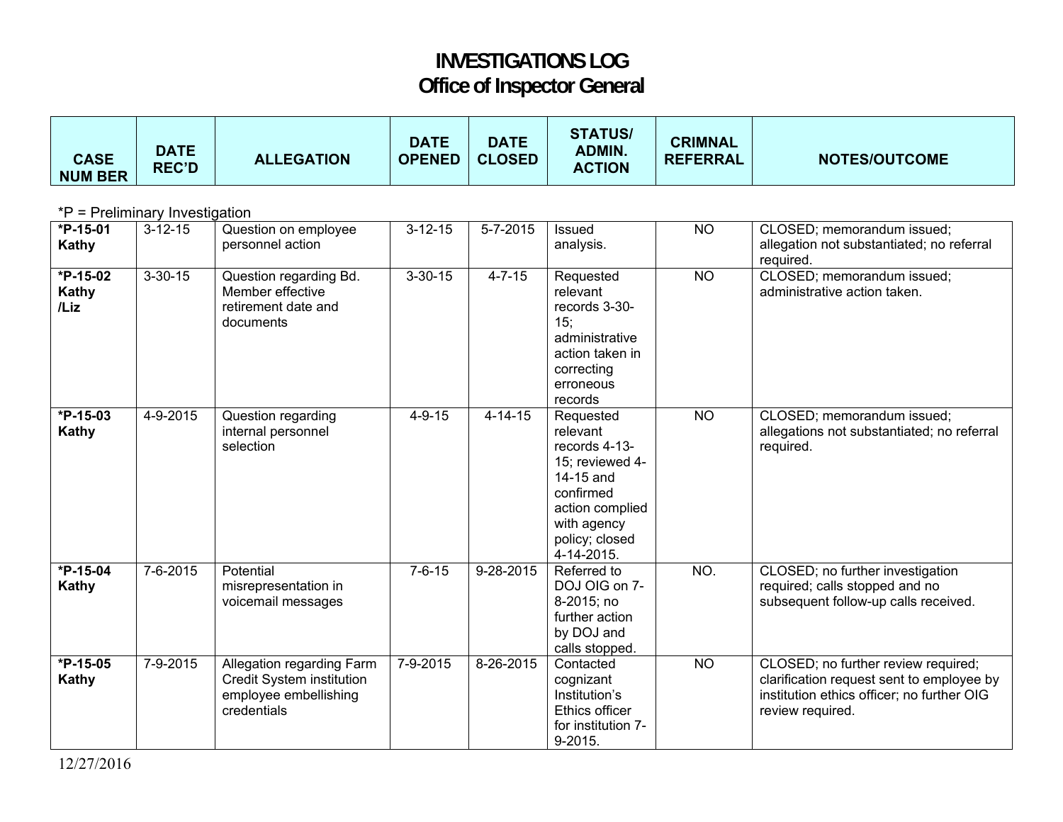# INVESTIGATIONS LOG
## Office of Inspector General

*P = Preliminary Investigation

| CASE NUM BER | DATE REC'D | ALLEGATION | DATE OPENED | DATE CLOSED | STATUS/ ADMIN. ACTION | CRIMNAL REFERRAL | NOTES/OUTCOME |
|---|---|---|---|---|---|---|---|
| **\*P-15-01 Kathy** | 3-12-15 | Question on employee personnel action | 3-12-15 | 5-7-2015 | Issued analysis. | NO | CLOSED; memorandum issued; allegation not substantiated; no referral required. |
| **\*P-15-02 Kathy /Liz** | 3-30-15 | Question regarding Bd. Member effective retirement date and documents | 3-30-15 | 4-7-15 | Requested relevant records 3-30-15; administrative action taken in correcting erroneous records | NO | CLOSED; memorandum issued; administrative action taken. |
| **\*P-15-03 Kathy** | 4-9-2015 | Question regarding internal personnel selection | 4-9-15 | 4-14-15 | Requested relevant records 4-13-15; reviewed 4-14-15 and confirmed action complied with agency policy; closed 4-14-2015. | NO | CLOSED; memorandum issued; allegations not substantiated; no referral required. |
| **\*P-15-04 Kathy** | 7-6-2015 | Potential misrepresentation in voicemail messages | 7-6-15 | 9-28-2015 | Referred to DOJ OIG on 7-8-2015; no further action by DOJ and calls stopped. | NO. | CLOSED; no further investigation required; calls stopped and no subsequent follow-up calls received. |
| **\*P-15-05 Kathy** | 7-9-2015 | Allegation regarding Farm Credit System institution employee embellishing credentials | 7-9-2015 | 8-26-2015 | Contacted cognizant Institution's Ethics officer for institution 7-9-2015. | NO | CLOSED; no further review required; clarification request sent to employee by institution ethics officer; no further OIG review required. |

12/27/2016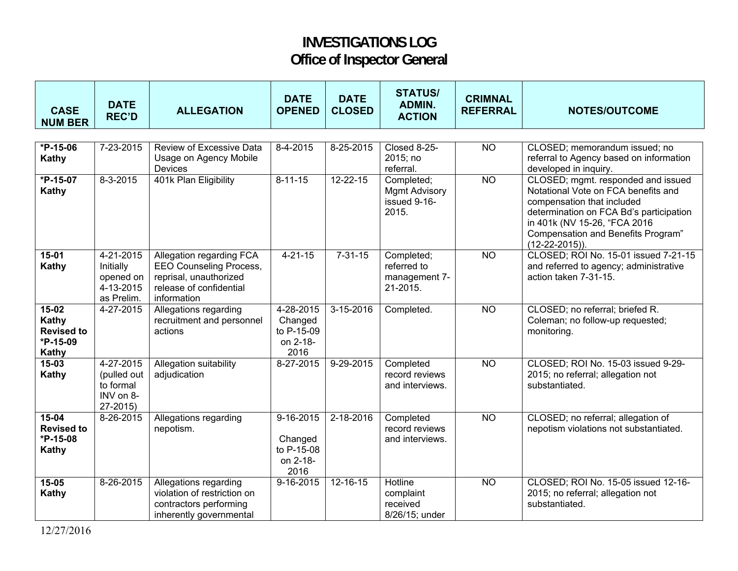# INVESTIGATIONS LOG
## Office of Inspector General

| CASE NUM BER | DATE REC'D | ALLEGATION | DATE OPENED | DATE CLOSED | STATUS/ ADMIN. ACTION | CRIMNAL REFERRAL | NOTES/OUTCOME |
|---|---|---|---|---|---|---|---|
| **\*P-15-06 Kathy** | 7-23-2015 | Review of Excessive Data Usage on Agency Mobile Devices | 8-4-2015 | 8-25-2015 | Closed 8-25-2015; no referral. | NO | CLOSED; memorandum issued; no referral to Agency based on information developed in inquiry. |
| **\*P-15-07 Kathy** | 8-3-2015 | 401k Plan Eligibility | 8-11-15 | 12-22-15 | Completed; Mgmt Advisory issued 9-16-2015. | NO | CLOSED; mgmt. responded and issued Notational Vote on FCA benefits and compensation that included determination on FCA Bd's participation in 401k (NV 15-26, "FCA 2016 Compensation and Benefits Program" (12-22-2015)). |
| **15-01 Kathy** | 4-21-2015 Initially opened on 4-13-2015 as Prelim. | Allegation regarding FCA EEO Counseling Process, reprisal, unauthorized release of confidential information | 4-21-15 | 7-31-15 | Completed; referred to management 7-21-2015. | NO | CLOSED; ROI No. 15-01 issued 7-21-15 and referred to agency; administrative action taken 7-31-15. |
| **15-02 Kathy Revised to \*P-15-09 Kathy** | 4-27-2015 | Allegations regarding recruitment and personnel actions | 4-28-2015 Changed to P-15-09 on 2-18-2016 | 3-15-2016 | Completed. | NO | CLOSED; no referral; briefed R. Coleman; no follow-up requested; monitoring. |
| **15-03 Kathy** | 4-27-2015 (pulled out to formal INV on 8-27-2015) | Allegation suitability adjudication | 8-27-2015 | 9-29-2015 | Completed record reviews and interviews. | NO | CLOSED; ROI No. 15-03 issued 9-29-2015; no referral; allegation not substantiated. |
| **15-04 Revised to \*P-15-08 Kathy** | 8-26-2015 | Allegations regarding nepotism. | 9-16-2015 Changed to P-15-08 on 2-18-2016 | 2-18-2016 | Completed record reviews and interviews. | NO | CLOSED; no referral; allegation of nepotism violations not substantiated. |
| **15-05 Kathy** | 8-26-2015 | Allegations regarding violation of restriction on contractors performing inherently governmental | 9-16-2015 | 12-16-15 | Hotline complaint received 8/26/15; under | NO | CLOSED; ROI No. 15-05 issued 12-16-2015; no referral; allegation not substantiated. |

12/27/2016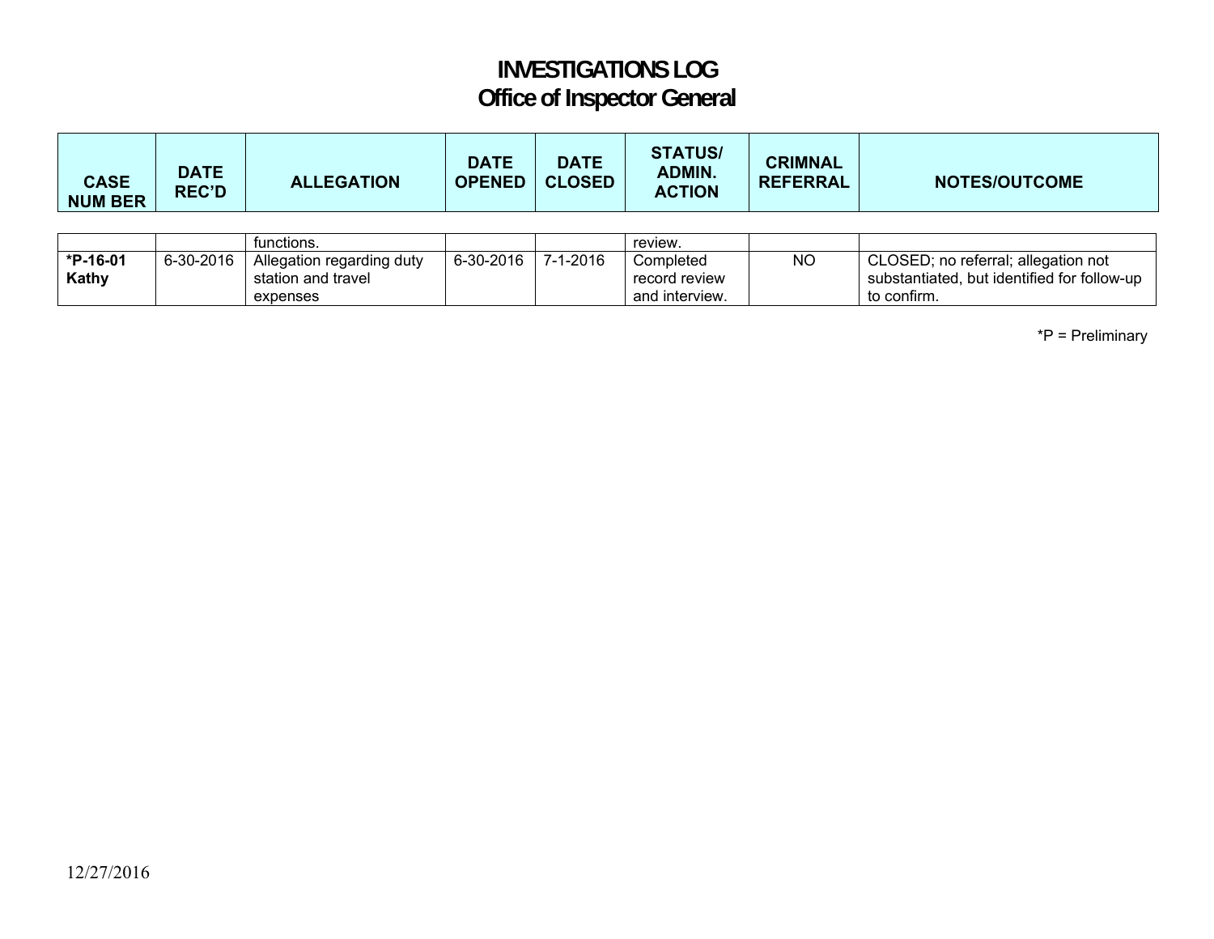# INVESTIGATIONS LOG
## Office of Inspector General

| CASE NUM BER | DATE REC'D | ALLEGATION | DATE OPENED | DATE CLOSED | STATUS/ ADMIN. ACTION | CRIMNAL REFERRAL | NOTES/OUTCOME |
|---|---|---|---|---|---|---|---|
| | | functions. | | | review. | | |
| ***P-16-01 Kathy** | 6-30-2016 | Allegation regarding duty station and travel expenses | 6-30-2016 | 7-1-2016 | Completed record review and interview. | NO | CLOSED; no referral; allegation not substantiated, but identified for follow-up to confirm. |

*P = Preliminary

12/27/2016